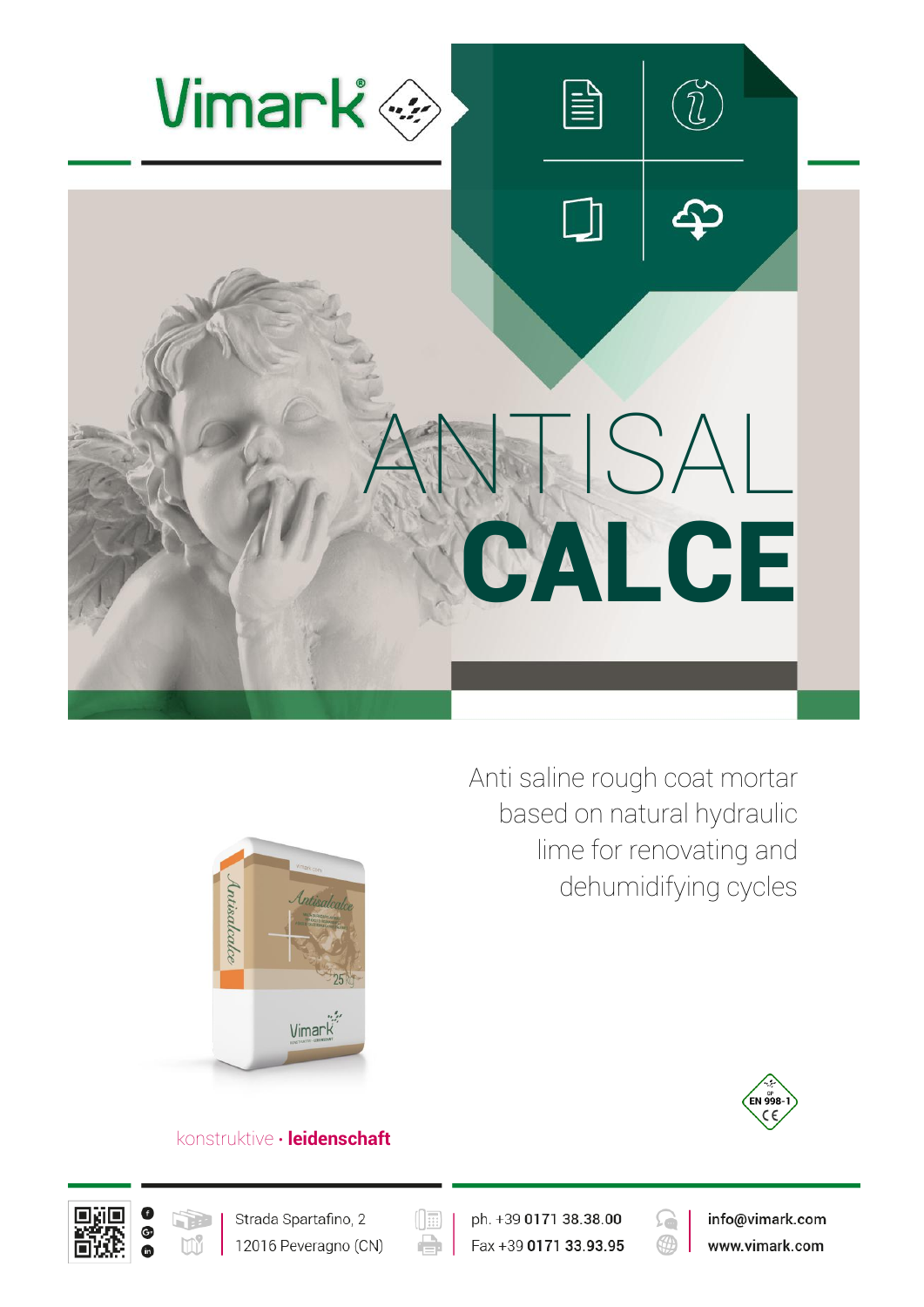# Vimark®

# ANTISAL CALCE

Anti saline rough coat mortar based on natural hydraulic lime for renovating and dehumidifying cycles

EN 998-1 CE

konstruktive · **leidenschaft**

Strada Spartafino, 2
12016 Peveragno (CN)

ph. +39 **0171 38.38.00**
Fax +39 **0171 33.93.95**

**info@vimark.com**
**www.vimark.com**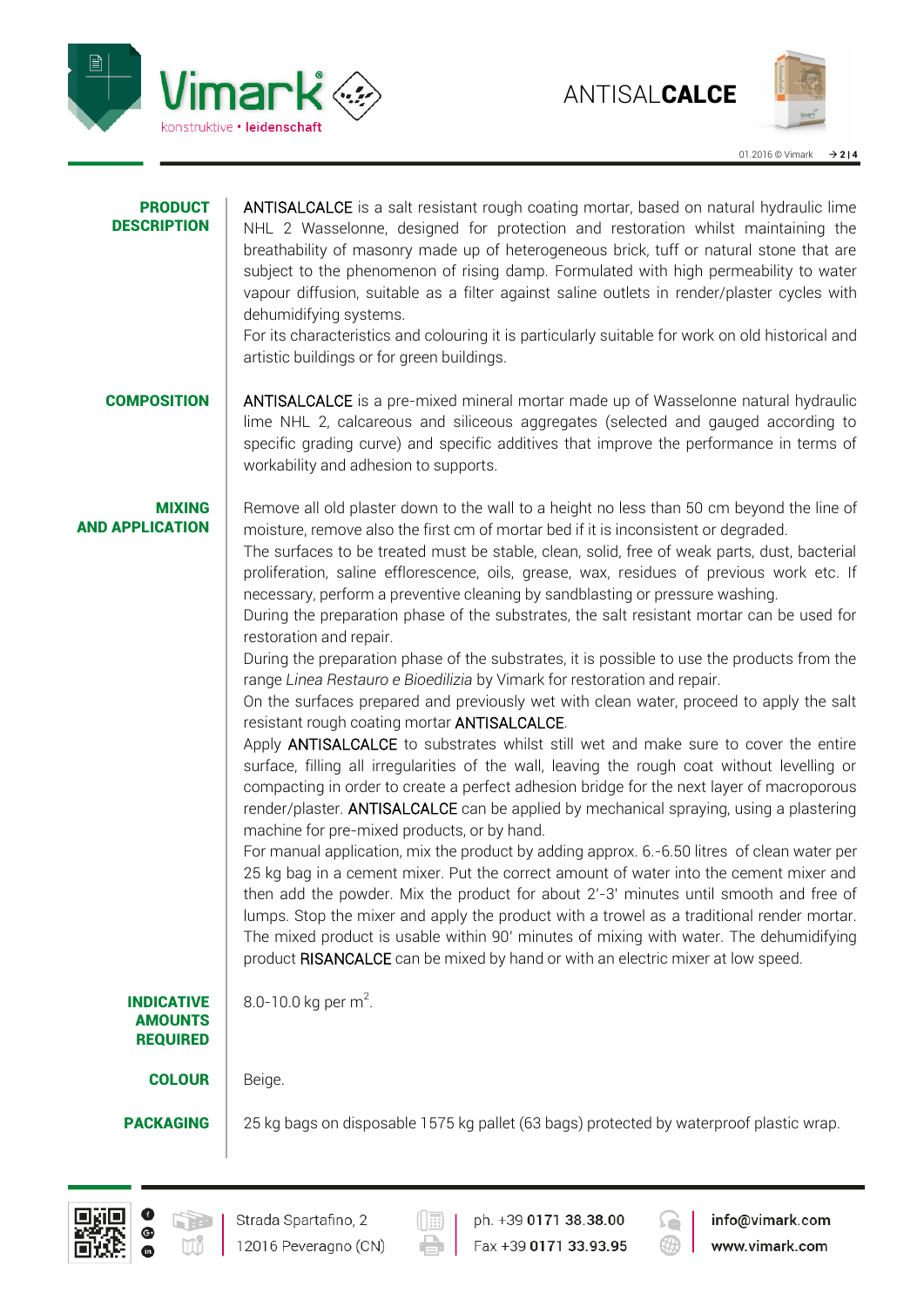## PRODUCT DESCRIPTION

ANTISALCALCE is a salt resistant rough coating mortar, based on natural hydraulic lime NHL 2 Wasselonne, designed for protection and restoration whilst maintaining the breathability of masonry made up of heterogeneous brick, tuff or natural stone that are subject to the phenomenon of rising damp. Formulated with high permeability to water vapour diffusion, suitable as a filter against saline outlets in render/plaster cycles with dehumidifying systems.
For its characteristics and colouring it is particularly suitable for work on old historical and artistic buildings or for green buildings.

## COMPOSITION

ANTISALCALCE is a pre-mixed mineral mortar made up of Wasselonne natural hydraulic lime NHL 2, calcareous and siliceous aggregates (selected and gauged according to specific grading curve) and specific additives that improve the performance in terms of workability and adhesion to supports.

## MIXING AND APPLICATION

Remove all old plaster down to the wall to a height no less than 50 cm beyond the line of moisture, remove also the first cm of mortar bed if it is inconsistent or degraded.
The surfaces to be treated must be stable, clean, solid, free of weak parts, dust, bacterial proliferation, saline efflorescence, oils, grease, wax, residues of previous work etc. If necessary, perform a preventive cleaning by sandblasting or pressure washing.
During the preparation phase of the substrates, the salt resistant mortar can be used for restoration and repair.
During the preparation phase of the substrates, it is possible to use the products from the range *Linea Restauro e Bioedilizia* by Vimark for restoration and repair.
On the surfaces prepared and previously wet with clean water, proceed to apply the salt resistant rough coating mortar ANTISALCALCE.
Apply ANTISALCALCE to substrates whilst still wet and make sure to cover the entire surface, filling all irregularities of the wall, leaving the rough coat without levelling or compacting in order to create a perfect adhesion bridge for the next layer of macroporous render/plaster. ANTISALCALCE can be applied by mechanical spraying, using a plastering machine for pre-mixed products, or by hand.
For manual application, mix the product by adding approx. 6.-6.50 litres of clean water per 25 kg bag in a cement mixer. Put the correct amount of water into the cement mixer and then add the powder. Mix the product for about 2'-3' minutes until smooth and free of lumps. Stop the mixer and apply the product with a trowel as a traditional render mortar. The mixed product is usable within 90' minutes of mixing with water. The dehumidifying product RISANCALCE can be mixed by hand or with an electric mixer at low speed.

## INDICATIVE AMOUNTS REQUIRED

8.0-10.0 kg per $m^2$.

## COLOUR

Beige.

## PACKAGING

25 kg bags on disposable 1575 kg pallet (63 bags) protected by waterproof plastic wrap.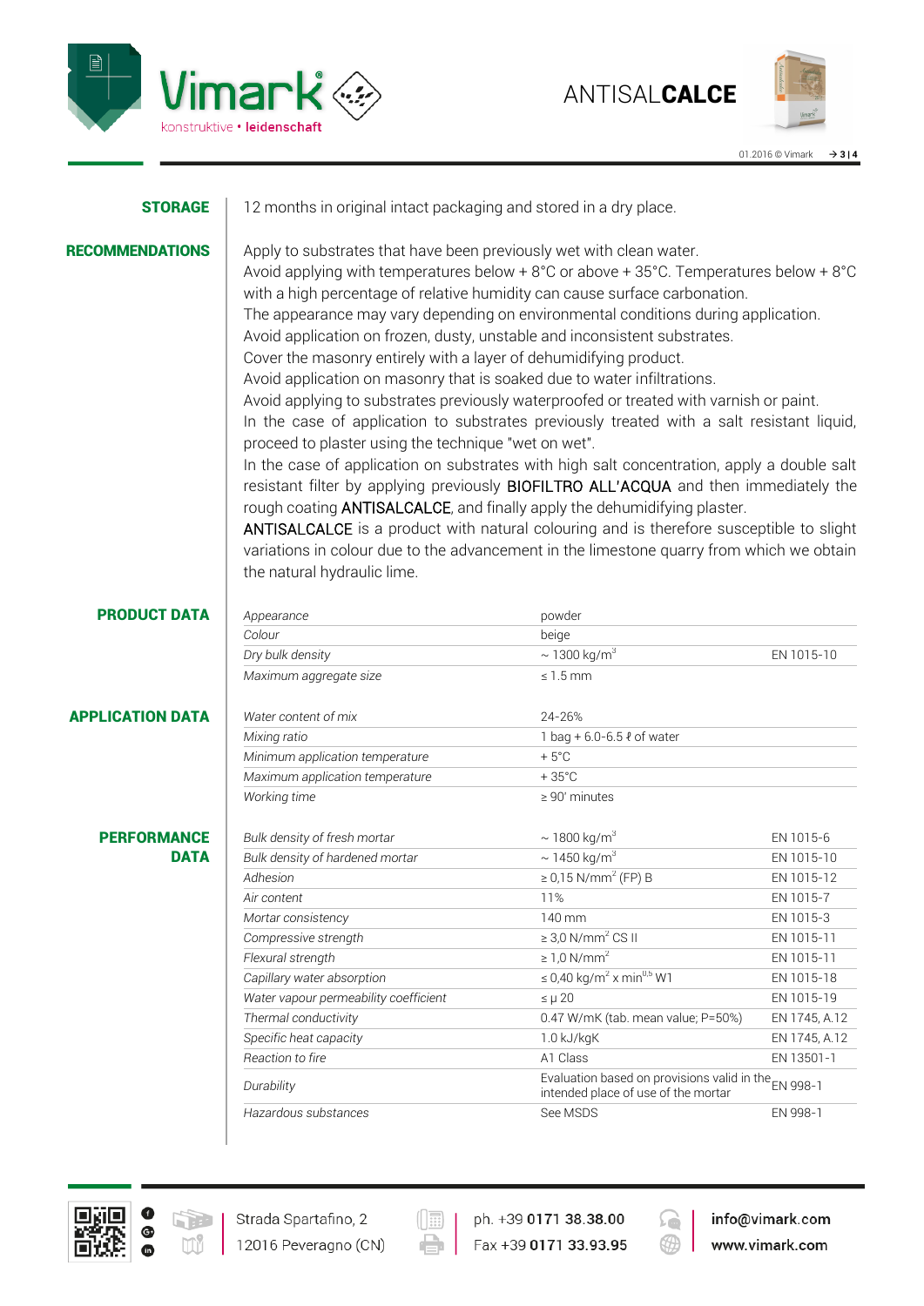## STORAGE

12 months in original intact packaging and stored in a dry place.

## RECOMMENDATIONS

Apply to substrates that have been previously wet with clean water.
Avoid applying with temperatures below + 8°C or above + 35°C. Temperatures below + 8°C with a high percentage of relative humidity can cause surface carbonation.
The appearance may vary depending on environmental conditions during application.
Avoid application on frozen, dusty, unstable and inconsistent substrates.
Cover the masonry entirely with a layer of dehumidifying product.
Avoid application on masonry that is soaked due to water infiltrations.
Avoid applying to substrates previously waterproofed or treated with varnish or paint.
In the case of application to substrates previously treated with a salt resistant liquid, proceed to plaster using the technique "wet on wet".
In the case of application on substrates with high salt concentration, apply a double salt resistant filter by applying previously BIOFILTRO ALL'ACQUA and then immediately the rough coating ANTISALCALCE, and finally apply the dehumidifying plaster.
ANTISALCALCE is a product with natural colouring and is therefore susceptible to slight variations in colour due to the advancement in the limestone quarry from which we obtain the natural hydraulic lime.

## PRODUCT DATA

| | | |
|---|---|---|
| *Appearance* | powder | |
| *Colour* | beige | |
| *Dry bulk density* | ~ 1300 kg/m$^3$ | EN 1015-10 |
| *Maximum aggregate size* | ≤ 1.5 mm | |

## APPLICATION DATA

| | |
|---|---|
| *Water content of mix* | 24-26% |
| *Mixing ratio* | 1 bag + 6.0-6.5 ℓ of water |
| *Minimum application temperature* | + 5°C |
| *Maximum application temperature* | + 35°C |
| *Working time* | ≥ 90' minutes |

## PERFORMANCE DATA

| | | |
|---|---|---|
| *Bulk density of fresh mortar* | ~ 1800 kg/m$^3$ | EN 1015-6 |
| *Bulk density of hardened mortar* | ~ 1450 kg/m$^3$ | EN 1015-10 |
| *Adhesion* | ≥ 0,15 N/mm$^2$ (FP) B | EN 1015-12 |
| *Air content* | 11% | EN 1015-7 |
| *Mortar consistency* | 140 mm | EN 1015-3 |
| *Compressive strength* | ≥ 3,0 N/mm$^2$ CS II | EN 1015-11 |
| *Flexural strength* | ≥ 1,0 N/mm$^2$ | EN 1015-11 |
| *Capillary water absorption* | ≤ 0,40 kg/m$^2$ x min$^{0,5}$ W1 | EN 1015-18 |
| *Water vapour permeability coefficient* | ≤ μ 20 | EN 1015-19 |
| *Thermal conductivity* | 0.47 W/mK (tab. mean value; P=50%) | EN 1745, A.12 |
| *Specific heat capacity* | 1.0 kJ/kgK | EN 1745, A.12 |
| *Reaction to fire* | A1 Class | EN 13501-1 |
| *Durability* | Evaluation based on provisions valid in the intended place of use of the mortar | EN 998-1 |
| *Hazardous substances* | See MSDS | EN 998-1 |

Strada Spartafino, 2
12016 Peveragno (CN)

ph. +39 0171 38.38.00
Fax +39 0171 33.93.95

info@vimark.com
www.vimark.com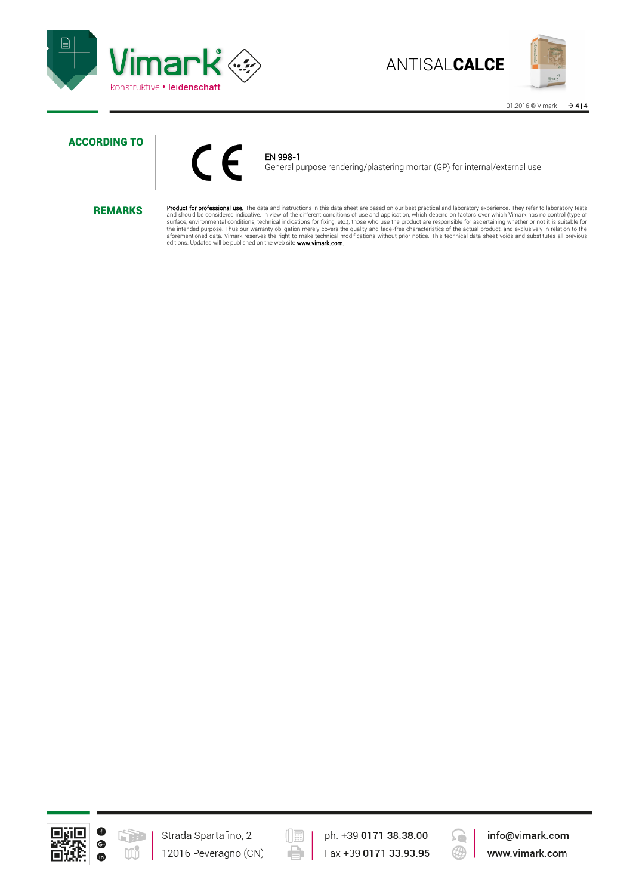## ACCORDING TO

CE

EN 998-1
General purpose rendering/plastering mortar (GP) for internal/external use

## REMARKS

**Product for professional use.** The data and instructions in this data sheet are based on our best practical and laboratory experience. They refer to laboratory tests and should be considered indicative. In view of the different conditions of use and application, which depend on factors over which Vimark has no control (type of surface, environmental conditions, technical indications for fixing, etc.), those who use the product are responsible for ascertaining whether or not it is suitable for the intended purpose. Thus our warranty obligation merely covers the quality and fade-free characteristics of the actual product, and exclusively in relation to the aforementioned data. Vimark reserves the right to make technical modifications without prior notice. This technical data sheet voids and substitutes all previous editions. Updates will be published on the web site **www.vimark.com.**